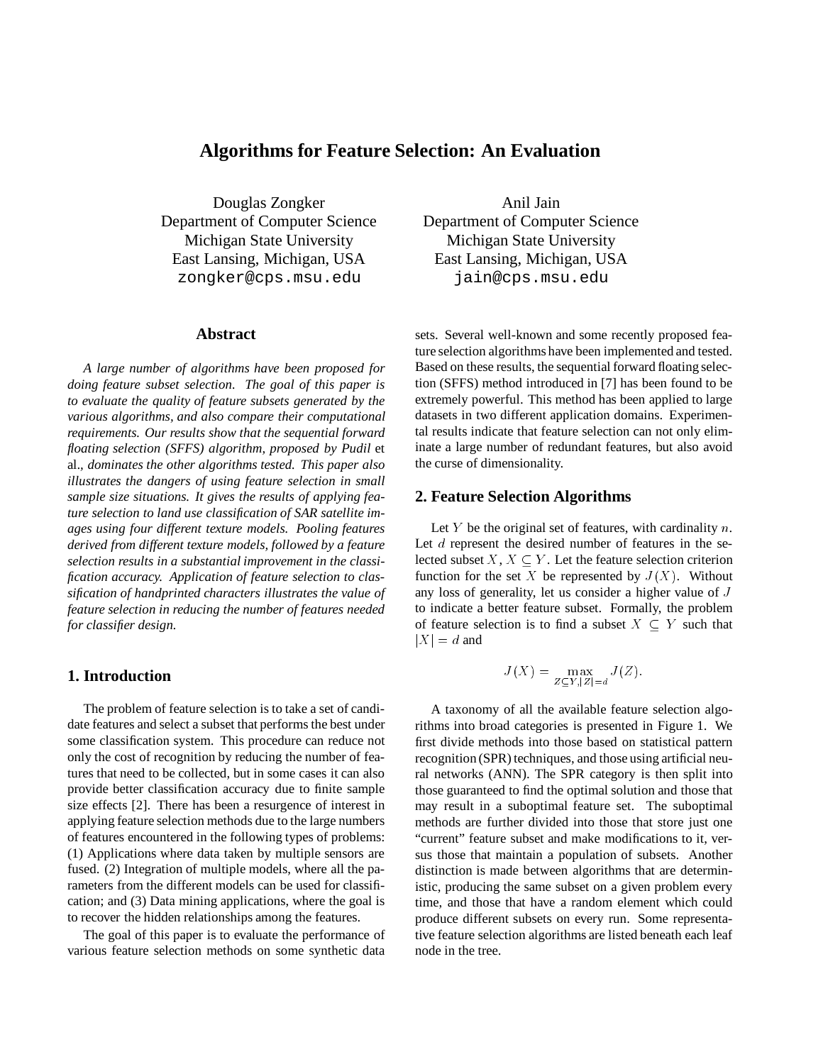# Algorithms for Feature Selection: An Evaluation

Douglas Zongker
Department of Computer Science
Michigan State University
East Lansing, Michigan, USA
zongker@cps.msu.edu

Anil Jain
Department of Computer Science
Michigan State University
East Lansing, Michigan, USA
jain@cps.msu.edu

## Abstract

*A large number of algorithms have been proposed for doing feature subset selection. The goal of this paper is to evaluate the quality of feature subsets generated by the various algorithms, and also compare their computational requirements. Our results show that the sequential forward floating selection (SFFS) algorithm, proposed by Pudil* et al.*, dominates the other algorithms tested. This paper also illustrates the dangers of using feature selection in small sample size situations. It gives the results of applying feature selection to land use classification of SAR satellite images using four different texture models. Pooling features derived from different texture models, followed by a feature selection results in a substantial improvement in the classification accuracy. Application of feature selection to classification of handprinted characters illustrates the value of feature selection in reducing the number of features needed for classifier design.*

## 1. Introduction

The problem of feature selection is to take a set of candidate features and select a subset that performs the best under some classification system. This procedure can reduce not only the cost of recognition by reducing the number of features that need to be collected, but in some cases it can also provide better classification accuracy due to finite sample size effects [2]. There has been a resurgence of interest in applying feature selection methods due to the large numbers of features encountered in the following types of problems: (1) Applications where data taken by multiple sensors are fused. (2) Integration of multiple models, where all the parameters from the different models can be used for classification; and (3) Data mining applications, where the goal is to recover the hidden relationships among the features.

The goal of this paper is to evaluate the performance of various feature selection methods on some synthetic data sets. Several well-known and some recently proposed feature selection algorithms have been implemented and tested. Based on these results, the sequential forward floating selection (SFFS) method introduced in [7] has been found to be extremely powerful. This method has been applied to large datasets in two different application domains. Experimental results indicate that feature selection can not only eliminate a large number of redundant features, but also avoid the curse of dimensionality.

## 2. Feature Selection Algorithms

Let $Y$ be the original set of features, with cardinality $n$. Let $d$ represent the desired number of features in the selected subset $X$, $X \subseteq Y$. Let the feature selection criterion function for the set $X$ be represented by $J(X)$. Without any loss of generality, let us consider a higher value of $J$ to indicate a better feature subset. Formally, the problem of feature selection is to find a subset $X \subseteq Y$ such that $|X| = d$ and

$$J(X) = \max_{Z \subseteq Y, |Z|=d} J(Z).$$

A taxonomy of all the available feature selection algorithms into broad categories is presented in Figure 1. We first divide methods into those based on statistical pattern recognition (SPR) techniques, and those using artificial neural networks (ANN). The SPR category is then split into those guaranteed to find the optimal solution and those that may result in a suboptimal feature set. The suboptimal methods are further divided into those that store just one "current" feature subset and make modifications to it, versus those that maintain a population of subsets. Another distinction is made between algorithms that are deterministic, producing the same subset on a given problem every time, and those that have a random element which could produce different subsets on every run. Some representative feature selection algorithms are listed beneath each leaf node in the tree.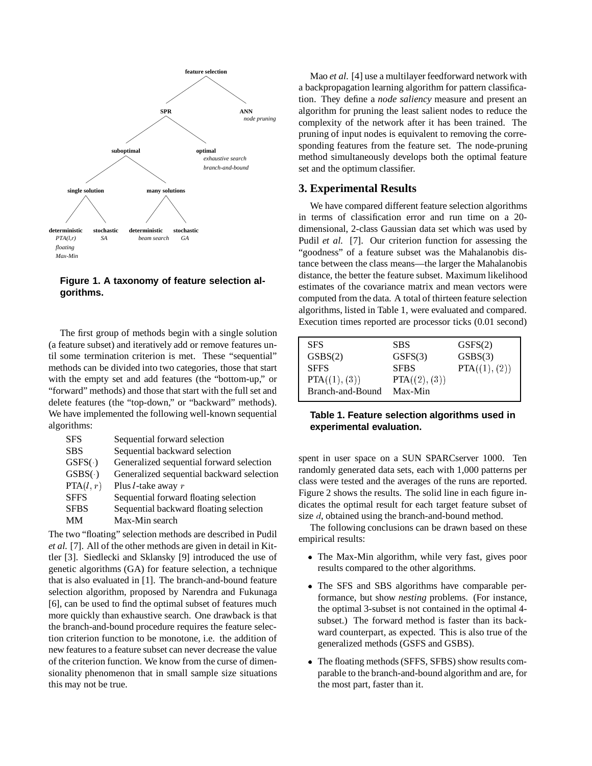- **feature selection**
  - **SPR**
    - **suboptimal**
      - **single solution**
        - **deterministic**: *PTA(l,r)*, *floating*, *Max-Min*
        - **stochastic**: *SA*
      - **many solutions**
        - **deterministic**: *beam search*
        - **stochastic**: *GA*
    - **optimal**: *exhaustive search*, *branch-and-bound*
  - **ANN**: *node pruning*

**Figure 1. A taxonomy of feature selection algorithms.**

The first group of methods begin with a single solution (a feature subset) and iteratively add or remove features until some termination criterion is met. These "sequential" methods can be divided into two categories, those that start with the empty set and add features (the "bottom-up," or "forward" methods) and those that start with the full set and delete features (the "top-down," or "backward" methods). We have implemented the following well-known sequential algorithms:

| | |
|---|---|
| SFS | Sequential forward selection |
| SBS | Sequential backward selection |
| GSFS($\cdot$) | Generalized sequential forward selection |
| GSBS($\cdot$) | Generalized sequential backward selection |
| PTA($l, r$) | Plus $l$-take away $r$ |
| SFFS | Sequential forward floating selection |
| SFBS | Sequential backward floating selection |
| MM | Max-Min search |

The two "floating" selection methods are described in Pudil *et al.* [7]. All of the other methods are given in detail in Kittler [3]. Siedlecki and Sklansky [9] introduced the use of genetic algorithms (GA) for feature selection, a technique that is also evaluated in [1]. The branch-and-bound feature selection algorithm, proposed by Narendra and Fukunaga [6], can be used to find the optimal subset of features much more quickly than exhaustive search. One drawback is that the branch-and-bound procedure requires the feature selection criterion function to be monotone, i.e. the addition of new features to a feature subset can never decrease the value of the criterion function. We know from the curse of dimensionality phenomenon that in small sample size situations this may not be true.

Mao *et al.* [4] use a multilayer feedforward network with a backpropagation learning algorithm for pattern classification. They define a *node saliency* measure and present an algorithm for pruning the least salient nodes to reduce the complexity of the network after it has been trained. The pruning of input nodes is equivalent to removing the corresponding features from the feature set. The node-pruning method simultaneously develops both the optimal feature set and the optimum classifier.

## 3. Experimental Results

We have compared different feature selection algorithms in terms of classification error and run time on a 20-dimensional, 2-class Gaussian data set which was used by Pudil *et al.* [7]. Our criterion function for assessing the "goodness" of a feature subset was the Mahalanobis distance between the class means—the larger the Mahalanobis distance, the better the feature subset. Maximum likelihood estimates of the covariance matrix and mean vectors were computed from the data. A total of thirteen feature selection algorithms, listed in Table 1, were evaluated and compared. Execution times reported are processor ticks (0.01 second) spent in user space on a SUN SPARCserver 1000. Ten randomly generated data sets, each with 1,000 patterns per class were tested and the averages of the runs are reported. Figure 2 shows the results. The solid line in each figure indicates the optimal result for each target feature subset of size $d$, obtained using the branch-and-bound method.

| | | |
|---|---|---|
| SFS | SBS | GSFS(2) |
| GSBS(2) | GSFS(3) | GSBS(3) |
| SFFS | SFBS | PTA$((1),(2))$ |
| PTA$((1),(3))$ | PTA$((2),(3))$ | |
| Branch-and-Bound | Max-Min | |

**Table 1. Feature selection algorithms used in experimental evaluation.**

The following conclusions can be drawn based on these empirical results:

- The Max-Min algorithm, while very fast, gives poor results compared to the other algorithms.
- The SFS and SBS algorithms have comparable performance, but show *nesting* problems. (For instance, the optimal 3-subset is not contained in the optimal 4-subset.) The forward method is faster than its backward counterpart, as expected. This is also true of the generalized methods (GSFS and GSBS).
- The floating methods (SFFS, SFBS) show results comparable to the branch-and-bound algorithm and are, for the most part, faster than it.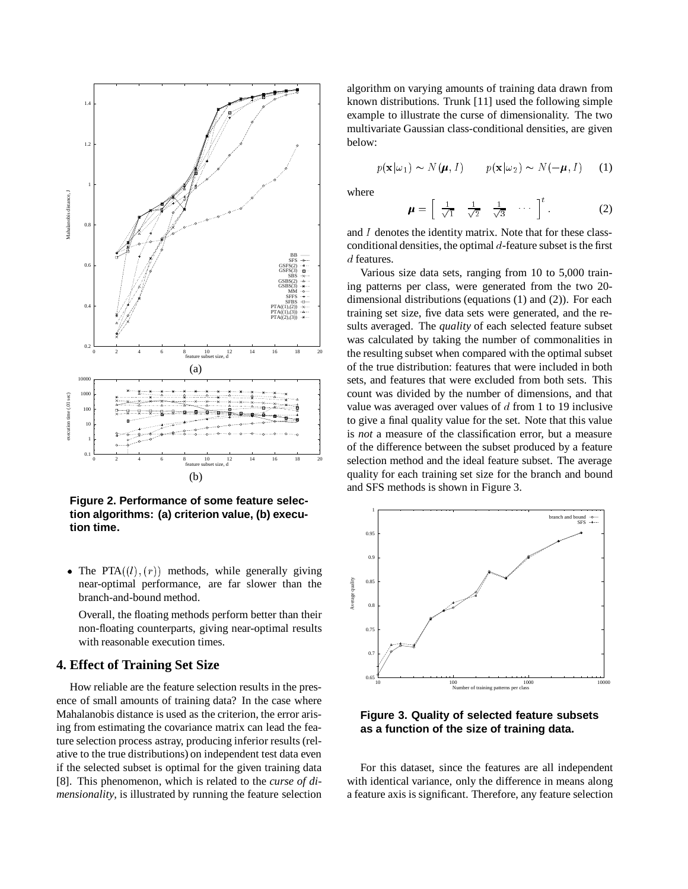**Figure 2. Performance of some feature selection algorithms: (a) criterion value, (b) execution time.**

- The PTA$((l),(r))$ methods, while generally giving near-optimal performance, are far slower than the branch-and-bound method.

  Overall, the floating methods perform better than their non-floating counterparts, giving near-optimal results with reasonable execution times.

## 4. Effect of Training Set Size

How reliable are the feature selection results in the presence of small amounts of training data? In the case where Mahalanobis distance is used as the criterion, the error arising from estimating the covariance matrix can lead the feature selection process astray, producing inferior results (relative to the true distributions) on independent test data even if the selected subset is optimal for the given training data [8]. This phenomenon, which is related to the *curse of dimensionality*, is illustrated by running the feature selection algorithm on varying amounts of training data drawn from known distributions. Trunk [11] used the following simple example to illustrate the curse of dimensionality. The two multivariate Gaussian class-conditional densities, are given below:

$$p(\mathbf{x}|\omega_1) \sim N(\boldsymbol{\mu}, I) \qquad p(\mathbf{x}|\omega_2) \sim N(-\boldsymbol{\mu}, I) \tag{1}$$

where

$$\boldsymbol{\mu} = \left[ \begin{array}{cccc} \frac{1}{\sqrt{1}} & \frac{1}{\sqrt{2}} & \frac{1}{\sqrt{3}} & \cdots \end{array} \right]^t. \tag{2}$$

and $I$ denotes the identity matrix. Note that for these class-conditional densities, the optimal $d$-feature subset is the first $d$ features.

Various size data sets, ranging from 10 to 5,000 training patterns per class, were generated from the two 20-dimensional distributions (equations (1) and (2)). For each training set size, five data sets were generated, and the results averaged. The *quality* of each selected feature subset was calculated by taking the number of commonalities in the resulting subset when compared with the optimal subset of the true distribution: features that were included in both sets, and features that were excluded from both sets. This count was divided by the number of dimensions, and that value was averaged over values of $d$ from 1 to 19 inclusive to give a final quality value for the set. Note that this value is *not* a measure of the classification error, but a measure of the difference between the subset produced by a feature selection method and the ideal feature subset. The average quality for each training set size for the branch and bound and SFS methods is shown in Figure 3.

**Figure 3. Quality of selected feature subsets as a function of the size of training data.**

For this dataset, since the features are all independent with identical variance, only the difference in means along a feature axis is significant. Therefore, any feature selection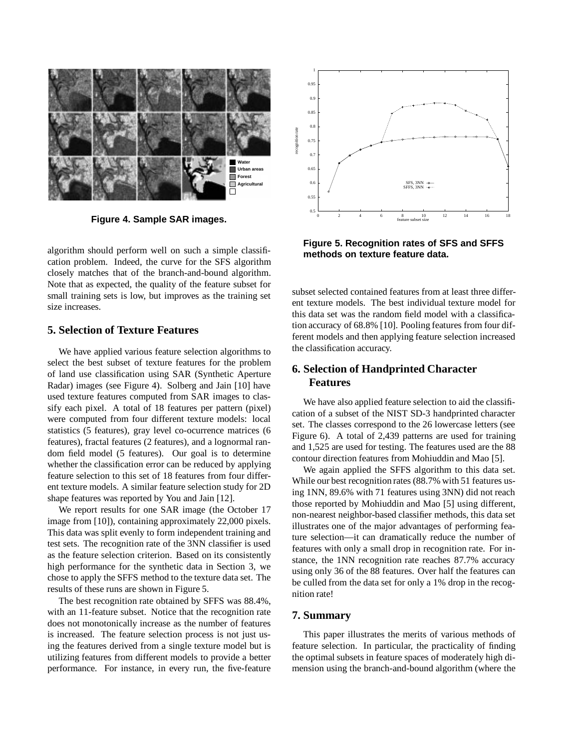**Figure 4. Sample SAR images.**

algorithm should perform well on such a simple classification problem. Indeed, the curve for the SFS algorithm closely matches that of the branch-and-bound algorithm. Note that as expected, the quality of the feature subset for small training sets is low, but improves as the training set size increases.

## 5. Selection of Texture Features

We have applied various feature selection algorithms to select the best subset of texture features for the problem of land use classification using SAR (Synthetic Aperture Radar) images (see Figure 4). Solberg and Jain [10] have used texture features computed from SAR images to classify each pixel. A total of 18 features per pattern (pixel) were computed from four different texture models: local statistics (5 features), gray level co-ocurrence matrices (6 features), fractal features (2 features), and a lognormal random field model (5 features). Our goal is to determine whether the classification error can be reduced by applying feature selection to this set of 18 features from four different texture models. A similar feature selection study for 2D shape features was reported by You and Jain [12].

We report results for one SAR image (the October 17 image from [10]), containing approximately 22,000 pixels. This data was split evenly to form independent training and test sets. The recognition rate of the 3NN classifier is used as the feature selection criterion. Based on its consistently high performance for the synthetic data in Section 3, we chose to apply the SFFS method to the texture data set. The results of these runs are shown in Figure 5.

The best recognition rate obtained by SFFS was 88.4%, with an 11-feature subset. Notice that the recognition rate does not monotonically increase as the number of features is increased. The feature selection process is not just using the features derived from a single texture model but is utilizing features from different models to provide a better performance. For instance, in every run, the five-feature subset selected contained features from at least three different texture models. The best individual texture model for this data set was the random field model with a classification accuracy of 68.8% [10]. Pooling features from four different models and then applying feature selection increased the classification accuracy.

**Figure 5. Recognition rates of SFS and SFFS methods on texture feature data.**

## 6. Selection of Handprinted Character Features

We have also applied feature selection to aid the classification of a subset of the NIST SD-3 handprinted character set. The classes correspond to the 26 lowercase letters (see Figure 6). A total of 2,439 patterns are used for training and 1,525 are used for testing. The features used are the 88 contour direction features from Mohiuddin and Mao [5].

We again applied the SFFS algorithm to this data set. While our best recognition rates (88.7% with 51 features using 1NN, 89.6% with 71 features using 3NN) did not reach those reported by Mohiuddin and Mao [5] using different, non-nearest neighbor-based classifier methods, this data set illustrates one of the major advantages of performing feature selection—it can dramatically reduce the number of features with only a small drop in recognition rate. For instance, the 1NN recognition rate reaches 87.7% accuracy using only 36 of the 88 features. Over half the features can be culled from the data set for only a 1% drop in the recognition rate!

## 7. Summary

This paper illustrates the merits of various methods of feature selection. In particular, the practicality of finding the optimal subsets in feature spaces of moderately high dimension using the branch-and-bound algorithm (where the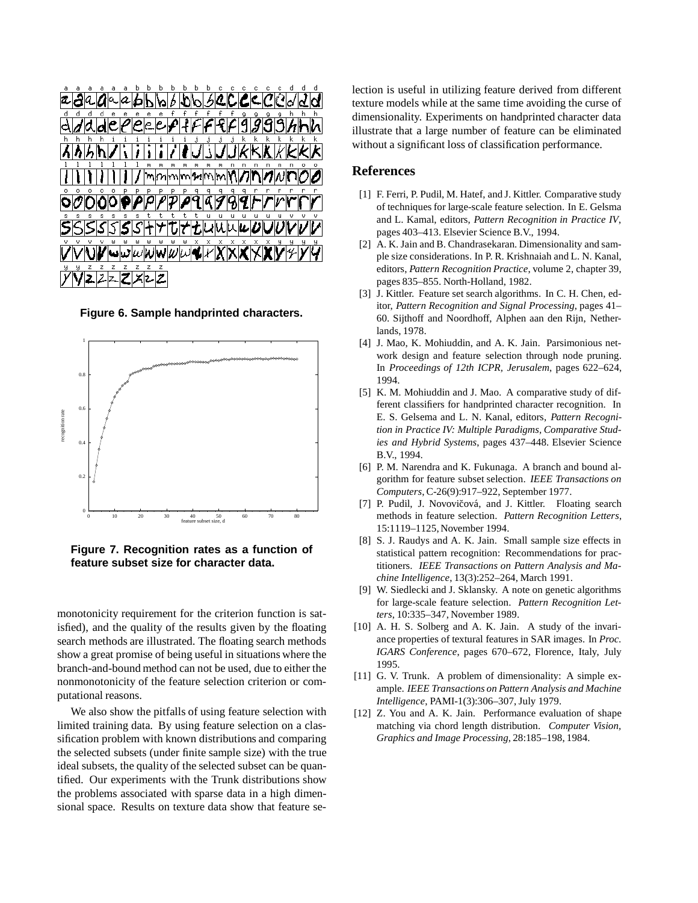Figure 6. Sample handprinted characters.

1
0.8
0.6
0.4
0.2
0
0 10 20 30 40 50 60 70 80
recognition rate
feature subset size, d

Figure 7. Recognition rates as a function of feature subset size for character data.

monotonicity requirement for the criterion function is satisfied), and the quality of the results given by the floating search methods are illustrated. The floating search methods show a great promise of being useful in situations where the branch-and-bound method can not be used, due to either the nonmonotonicity of the feature selection criterion or computational reasons.

We also show the pitfalls of using feature selection with limited training data. By using feature selection on a classification problem with known distributions and comparing the selected subsets (under finite sample size) with the true ideal subsets, the quality of the selected subset can be quantified. Our experiments with the Trunk distributions show the problems associated with sparse data in a high dimensional space. Results on texture data show that feature selection is useful in utilizing feature derived from different texture models while at the same time avoiding the curse of dimensionality. Experiments on handprinted character data illustrate that a large number of feature can be eliminated without a significant loss of classification performance.

## References

[1] F. Ferri, P. Pudil, M. Hatef, and J. Kittler. Comparative study of techniques for large-scale feature selection. In E. Gelsma and L. Kamal, editors, *Pattern Recognition in Practice IV*, pages 403–413. Elsevier Science B.V., 1994.

[2] A. K. Jain and B. Chandrasekaran. Dimensionality and sample size considerations. In P. R. Krishnaiah and L. N. Kanal, editors, *Pattern Recognition Practice*, volume 2, chapter 39, pages 835–855. North-Holland, 1982.

[3] J. Kittler. Feature set search algorithms. In C. H. Chen, editor, *Pattern Recognition and Signal Processing*, pages 41–60. Sijthoff and Noordhoff, Alphen aan den Rijn, Netherlands, 1978.

[4] J. Mao, K. Mohiuddin, and A. K. Jain. Parsimonious network design and feature selection through node pruning. In *Proceedings of 12th ICPR, Jerusalem*, pages 622–624, 1994.

[5] K. M. Mohiuddin and J. Mao. A comparative study of different classifiers for handprinted character recognition. In E. S. Gelsema and L. N. Kanal, editors, *Pattern Recognition in Practice IV: Multiple Paradigms, Comparative Studies and Hybrid Systems*, pages 437–448. Elsevier Science B.V., 1994.

[6] P. M. Narendra and K. Fukunaga. A branch and bound algorithm for feature subset selection. *IEEE Transactions on Computers*, C-26(9):917–922, September 1977.

[7] P. Pudil, J. Novovičová, and J. Kittler. Floating search methods in feature selection. *Pattern Recognition Letters*, 15:1119–1125, November 1994.

[8] S. J. Raudys and A. K. Jain. Small sample size effects in statistical pattern recognition: Recommendations for practitioners. *IEEE Transactions on Pattern Analysis and Machine Intelligence*, 13(3):252–264, March 1991.

[9] W. Siedlecki and J. Sklansky. A note on genetic algorithms for large-scale feature selection. *Pattern Recognition Letters*, 10:335–347, November 1989.

[10] A. H. S. Solberg and A. K. Jain. A study of the invariance properties of textural features in SAR images. In *Proc. IGARS Conference*, pages 670–672, Florence, Italy, July 1995.

[11] G. V. Trunk. A problem of dimensionality: A simple example. *IEEE Transactions on Pattern Analysis and Machine Intelligence*, PAMI-1(3):306–307, July 1979.

[12] Z. You and A. K. Jain. Performance evaluation of shape matching via chord length distribution. *Computer Vision, Graphics and Image Processing*, 28:185–198, 1984.